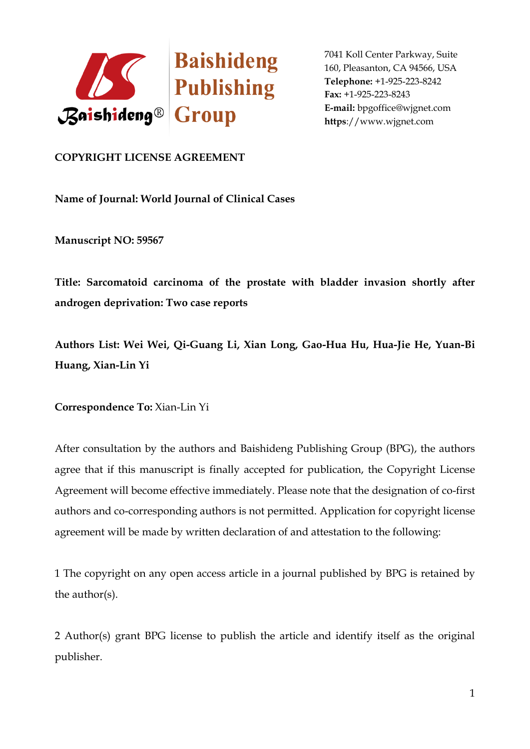Baishideng Publishing Group

7041 Koll Center Parkway, Suite 160, Pleasanton, CA 94566, USA
**Telephone:** +1-925-223-8242
**Fax:** +1-925-223-8243
**E-mail:** bpgoffice@wjgnet.com
**https**://www.wjgnet.com

**COPYRIGHT LICENSE AGREEMENT**

**Name of Journal: World Journal of Clinical Cases**

**Manuscript NO: 59567**

**Title: Sarcomatoid carcinoma of the prostate with bladder invasion shortly after androgen deprivation: Two case reports**

**Authors List: Wei Wei, Qi-Guang Li, Xian Long, Gao-Hua Hu, Hua-Jie He, Yuan-Bi Huang, Xian-Lin Yi**

**Correspondence To:** Xian-Lin Yi

After consultation by the authors and Baishideng Publishing Group (BPG), the authors agree that if this manuscript is finally accepted for publication, the Copyright License Agreement will become effective immediately. Please note that the designation of co-first authors and co-corresponding authors is not permitted. Application for copyright license agreement will be made by written declaration of and attestation to the following:

1 The copyright on any open access article in a journal published by BPG is retained by the author(s).

2 Author(s) grant BPG license to publish the article and identify itself as the original publisher.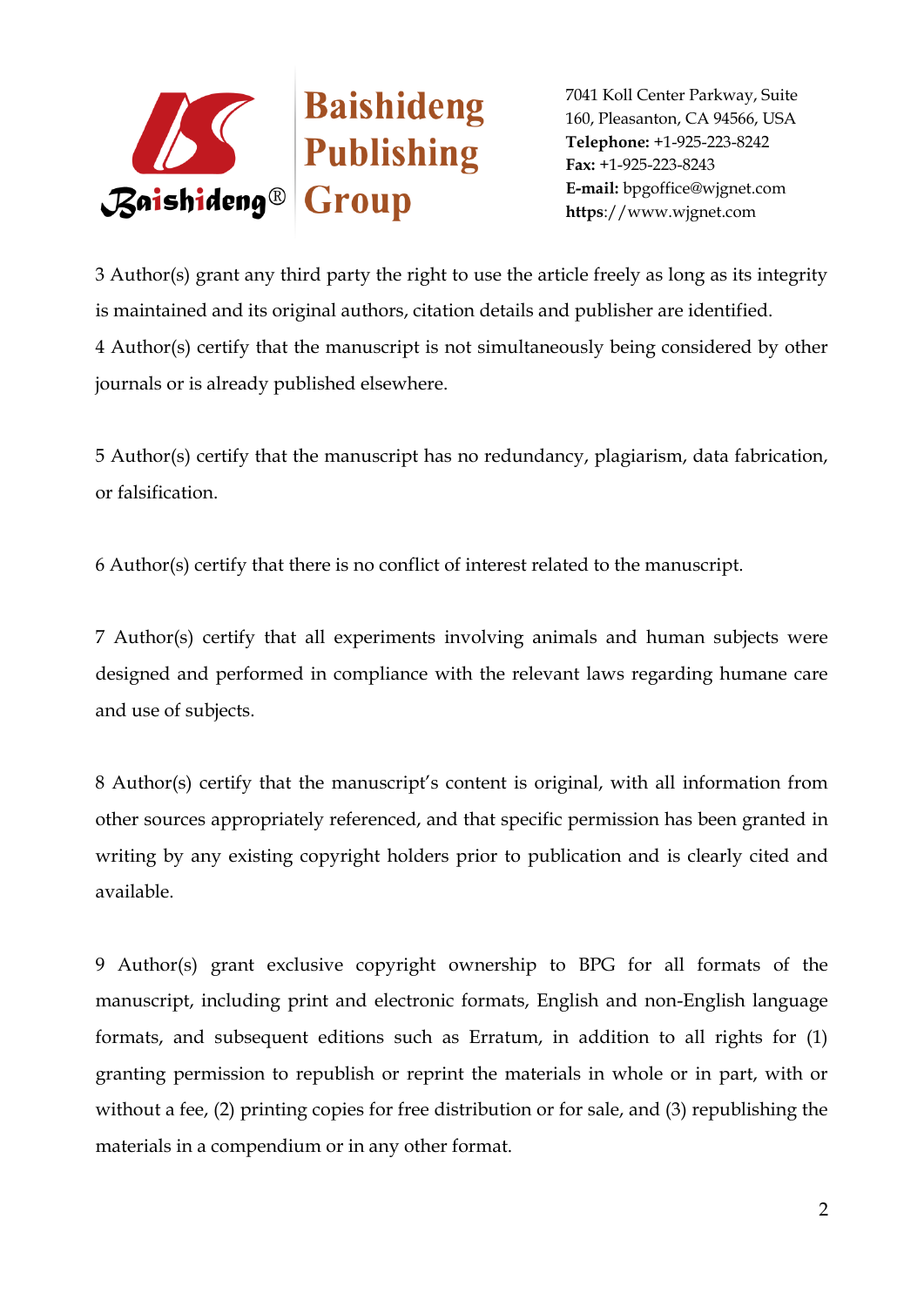3 Author(s) grant any third party the right to use the article freely as long as its integrity is maintained and its original authors, citation details and publisher are identified.

4 Author(s) certify that the manuscript is not simultaneously being considered by other journals or is already published elsewhere.

5 Author(s) certify that the manuscript has no redundancy, plagiarism, data fabrication, or falsification.

6 Author(s) certify that there is no conflict of interest related to the manuscript.

7 Author(s) certify that all experiments involving animals and human subjects were designed and performed in compliance with the relevant laws regarding humane care and use of subjects.

8 Author(s) certify that the manuscript's content is original, with all information from other sources appropriately referenced, and that specific permission has been granted in writing by any existing copyright holders prior to publication and is clearly cited and available.

9 Author(s) grant exclusive copyright ownership to BPG for all formats of the manuscript, including print and electronic formats, English and non-English language formats, and subsequent editions such as Erratum, in addition to all rights for (1) granting permission to republish or reprint the materials in whole or in part, with or without a fee, (2) printing copies for free distribution or for sale, and (3) republishing the materials in a compendium or in any other format.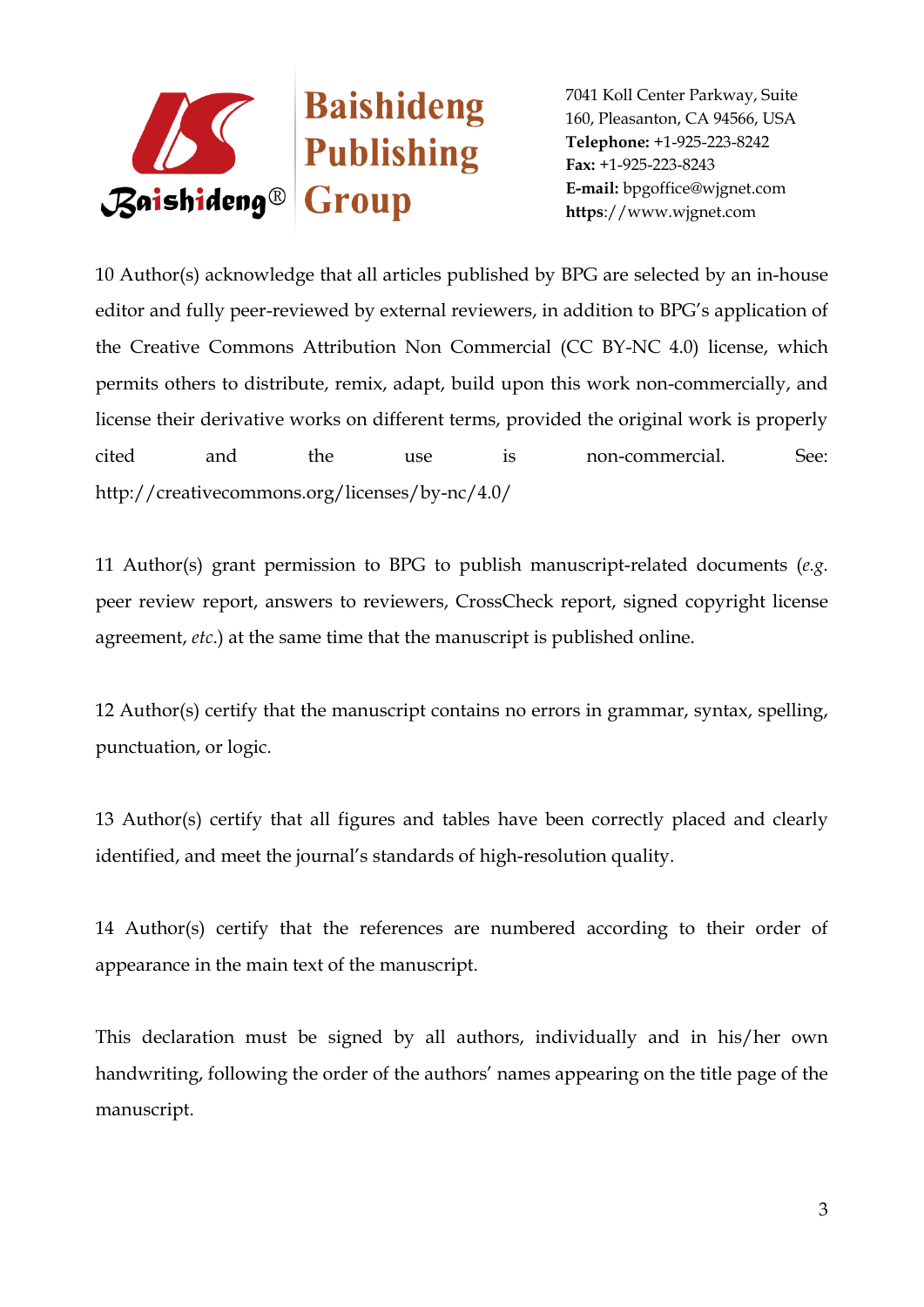10 Author(s) acknowledge that all articles published by BPG are selected by an in-house editor and fully peer-reviewed by external reviewers, in addition to BPG's application of the Creative Commons Attribution Non Commercial (CC BY-NC 4.0) license, which permits others to distribute, remix, adapt, build upon this work non-commercially, and license their derivative works on different terms, provided the original work is properly cited and the use is non-commercial. See: http://creativecommons.org/licenses/by-nc/4.0/

11 Author(s) grant permission to BPG to publish manuscript-related documents (*e.g.* peer review report, answers to reviewers, CrossCheck report, signed copyright license agreement, *etc.*) at the same time that the manuscript is published online.

12 Author(s) certify that the manuscript contains no errors in grammar, syntax, spelling, punctuation, or logic.

13 Author(s) certify that all figures and tables have been correctly placed and clearly identified, and meet the journal's standards of high-resolution quality.

14 Author(s) certify that the references are numbered according to their order of appearance in the main text of the manuscript.

This declaration must be signed by all authors, individually and in his/her own handwriting, following the order of the authors' names appearing on the title page of the manuscript.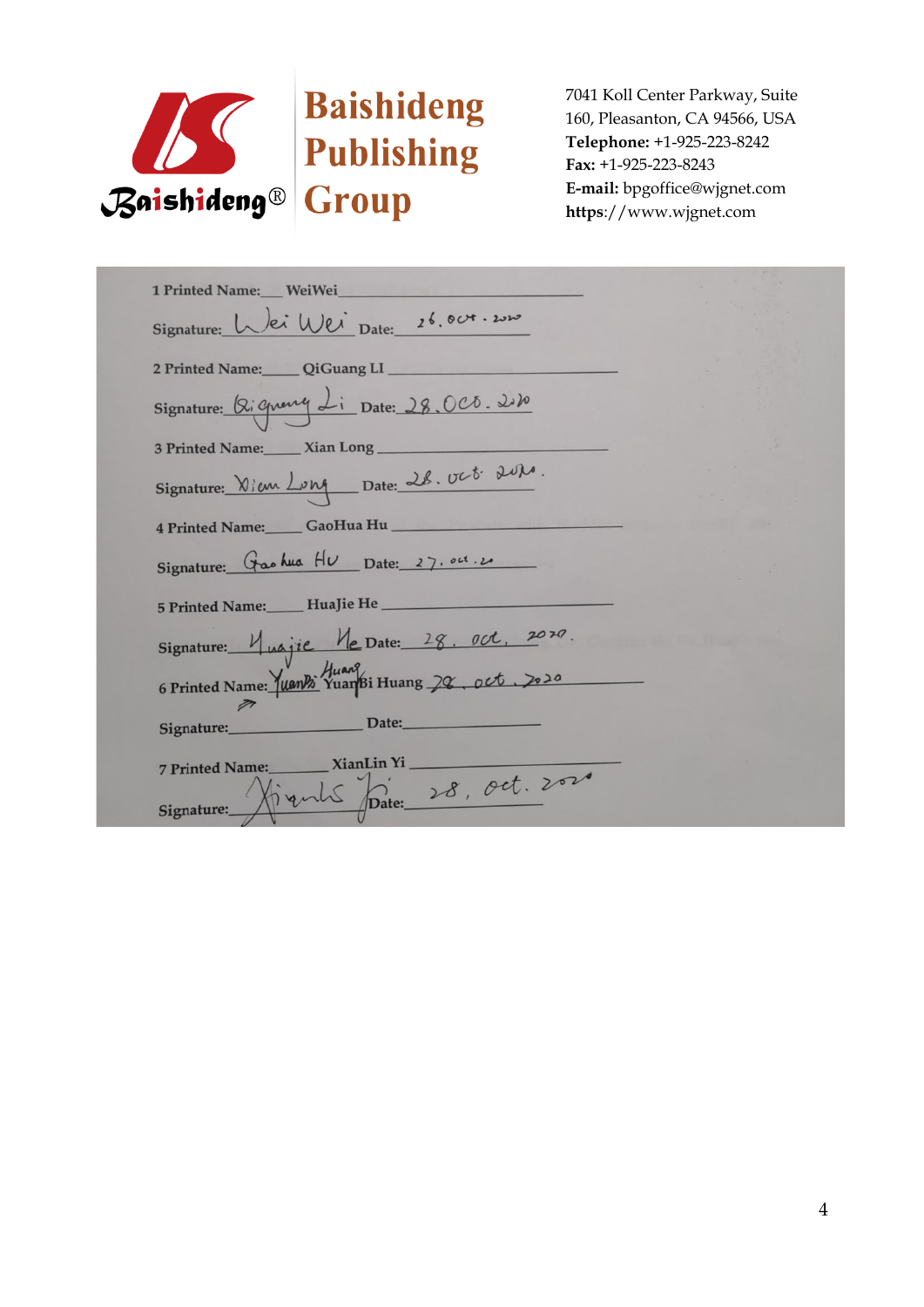**Baishideng Publishing Group**

7041 Koll Center Parkway, Suite 160, Pleasanton, CA 94566, USA
**Telephone:** +1-925-223-8242
**Fax:** +1-925-223-8243
**E-mail:** bpgoffice@wjgnet.com
**https**://www.wjgnet.com

1 Printed Name: WeiWei

Signature: Wei Wei Date: 26. Oct. 2020

2 Printed Name: QiGuang LI

Signature: Qiguang Li Date: 28. Oct. 2020

3 Printed Name: Xian Long

Signature: Xian Long Date: 28. oct. 2020.

4 Printed Name: GaoHua Hu

Signature: Gaohua Hu Date: 27. oct. 20

5 Printed Name: HuaJie He

Signature: Huajie He Date: 28. oct, 2020.

6 Printed Name: YuanBi Huang Yuanbi Huang 28. oct. 2020

Signature: Date:

7 Printed Name: XianLin Yi

Signature: Xianlin Yi Date: 28. oct. 2020